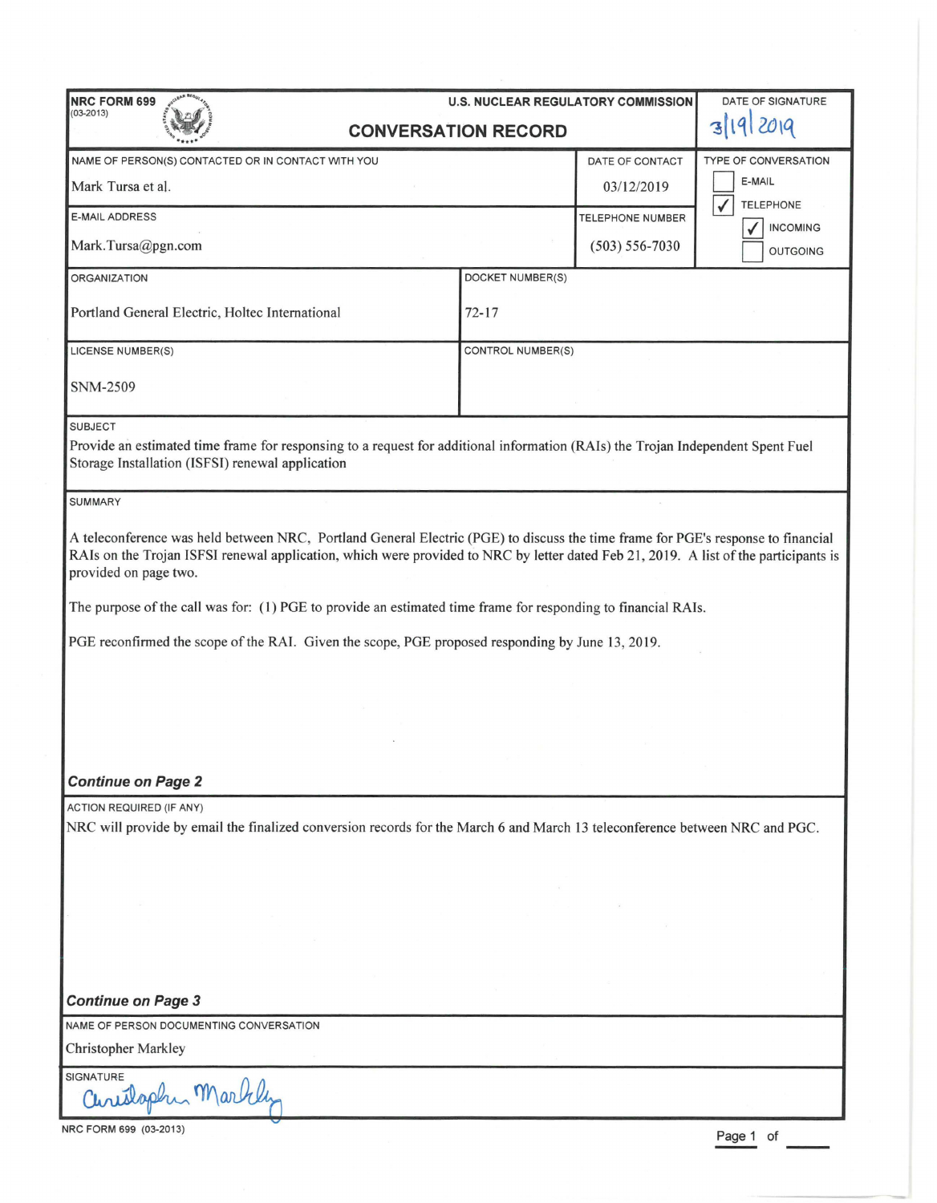NRC FORM 699
(03-2013)

U.S. NUCLEAR REGULATORY COMMISSION

# CONVERSATION RECORD

| | |
|---|---|
| DATE OF SIGNATURE | 3/19/2019 |
| NAME OF PERSON(S) CONTACTED OR IN CONTACT WITH YOU | Mark Tursa et al. |
| DATE OF CONTACT | 03/12/2019 |
| E-MAIL ADDRESS | Mark.Tursa@pgn.com |
| TELEPHONE NUMBER | (503) 556-7030 |
| TYPE OF CONVERSATION | ☐ E-MAIL<br>☑ TELEPHONE<br>☑ INCOMING<br>☐ OUTGOING |
| ORGANIZATION | Portland General Electric, Holtec International |
| DOCKET NUMBER(S) | 72-17 |
| LICENSE NUMBER(S) | SNM-2509 |
| CONTROL NUMBER(S) | |

**SUBJECT**

Provide an estimated time frame for responsing to a request for additional information (RAIs) the Trojan Independent Spent Fuel Storage Installation (ISFSI) renewal application

**SUMMARY**

A teleconference was held between NRC, Portland General Electric (PGE) to discuss the time frame for PGE's response to financial RAIs on the Trojan ISFSI renewal application, which were provided to NRC by letter dated Feb 21, 2019. A list of the participants is provided on page two.

The purpose of the call was for: (1) PGE to provide an estimated time frame for responding to financial RAIs.

PGE reconfirmed the scope of the RAI. Given the scope, PGE proposed responding by June 13, 2019.

***Continue on Page 2***

**ACTION REQUIRED (IF ANY)**

NRC will provide by email the finalized conversion records for the March 6 and March 13 teleconference between NRC and PGC.

***Continue on Page 3***

**NAME OF PERSON DOCUMENTING CONVERSATION**

Christopher Markley

**SIGNATURE**

Christopher Markley

NRC FORM 699 (03-2013)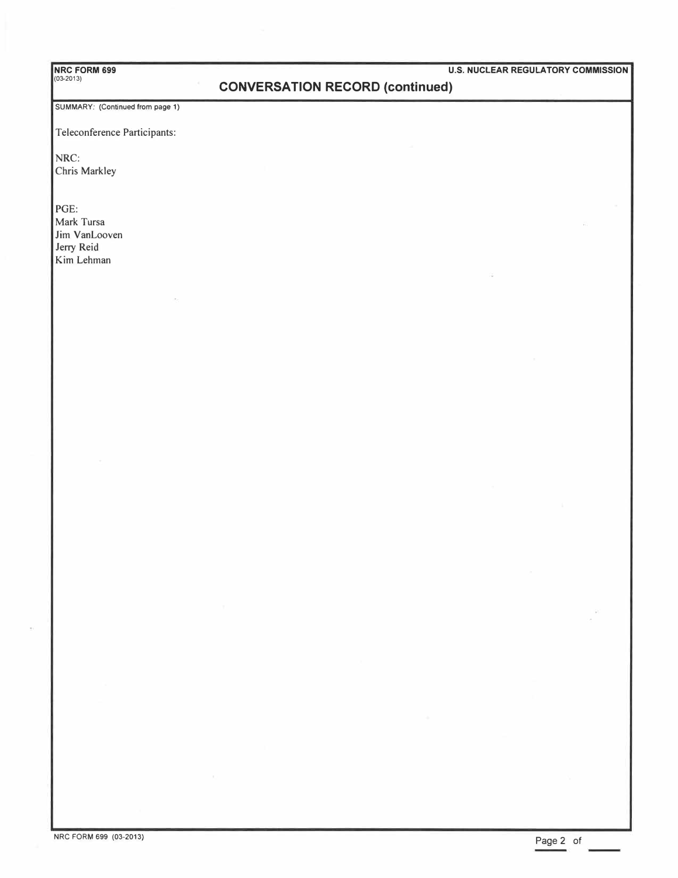**NRC FORM 699**
(03-2013)

**U.S. NUCLEAR REGULATORY COMMISSION**

## CONVERSATION RECORD (continued)

SUMMARY: (Continued from page 1)

Teleconference Participants:

NRC:
Chris Markley

PGE:
Mark Tursa
Jim VanLooven
Jerry Reid
Kim Lehman